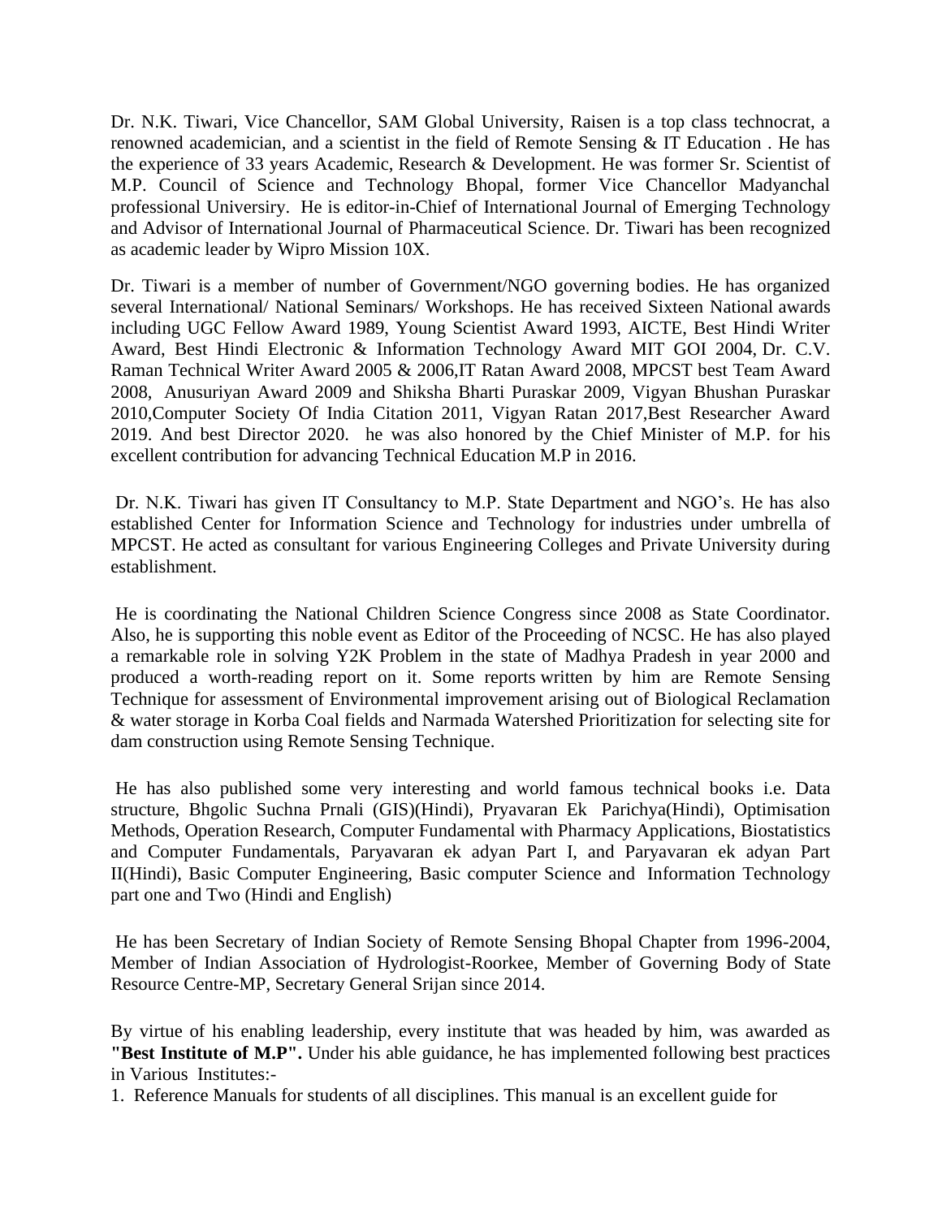Dr. N.K. Tiwari, Vice Chancellor, SAM Global University, Raisen is a top class technocrat, a renowned academician, and a scientist in the field of Remote Sensing & IT Education . He has the experience of 33 years Academic, Research & Development. He was former Sr. Scientist of M.P. Council of Science and Technology Bhopal, former Vice Chancellor Madyanchal professional Universiry. He is editor-in-Chief of International Journal of Emerging Technology and Advisor of International Journal of Pharmaceutical Science. Dr. Tiwari has been recognized as academic leader by Wipro Mission 10X.

Dr. Tiwari is a member of number of Government/NGO governing bodies. He has organized several International/ National Seminars/ Workshops. He has received Sixteen National awards including UGC Fellow Award 1989, Young Scientist Award 1993, AICTE, Best Hindi Writer Award, Best Hindi Electronic & Information Technology Award MIT GOI 2004, Dr. C.V. Raman Technical Writer Award 2005 & 2006,IT Ratan Award 2008, MPCST best Team Award 2008, Anusuriyan Award 2009 and Shiksha Bharti Puraskar 2009, Vigyan Bhushan Puraskar 2010,Computer Society Of India Citation 2011, Vigyan Ratan 2017,Best Researcher Award 2019. And best Director 2020. he was also honored by the Chief Minister of M.P. for his excellent contribution for advancing Technical Education M.P in 2016.

Dr. N.K. Tiwari has given IT Consultancy to M.P. State Department and NGO's. He has also established Center for Information Science and Technology for industries under umbrella of MPCST. He acted as consultant for various Engineering Colleges and Private University during establishment.

He is coordinating the National Children Science Congress since 2008 as State Coordinator. Also, he is supporting this noble event as Editor of the Proceeding of NCSC. He has also played a remarkable role in solving Y2K Problem in the state of Madhya Pradesh in year 2000 and produced a worth-reading report on it. Some reports written by him are Remote Sensing Technique for assessment of Environmental improvement arising out of Biological Reclamation & water storage in Korba Coal fields and Narmada Watershed Prioritization for selecting site for dam construction using Remote Sensing Technique.

He has also published some very interesting and world famous technical books i.e. Data structure, Bhgolic Suchna Prnali (GIS)(Hindi), Pryavaran Ek Parichya(Hindi), Optimisation Methods, Operation Research, Computer Fundamental with Pharmacy Applications, Biostatistics and Computer Fundamentals, Paryavaran ek adyan Part I, and Paryavaran ek adyan Part II(Hindi), Basic Computer Engineering, Basic computer Science and Information Technology part one and Two (Hindi and English)

He has been Secretary of Indian Society of Remote Sensing Bhopal Chapter from 1996-2004, Member of Indian Association of Hydrologist-Roorkee, Member of Governing Body of State Resource Centre-MP, Secretary General Srijan since 2014.

By virtue of his enabling leadership, every institute that was headed by him, was awarded as **"Best Institute of M.P".** Under his able guidance, he has implemented following best practices in Various Institutes:-

1. Reference Manuals for students of all disciplines. This manual is an excellent guide for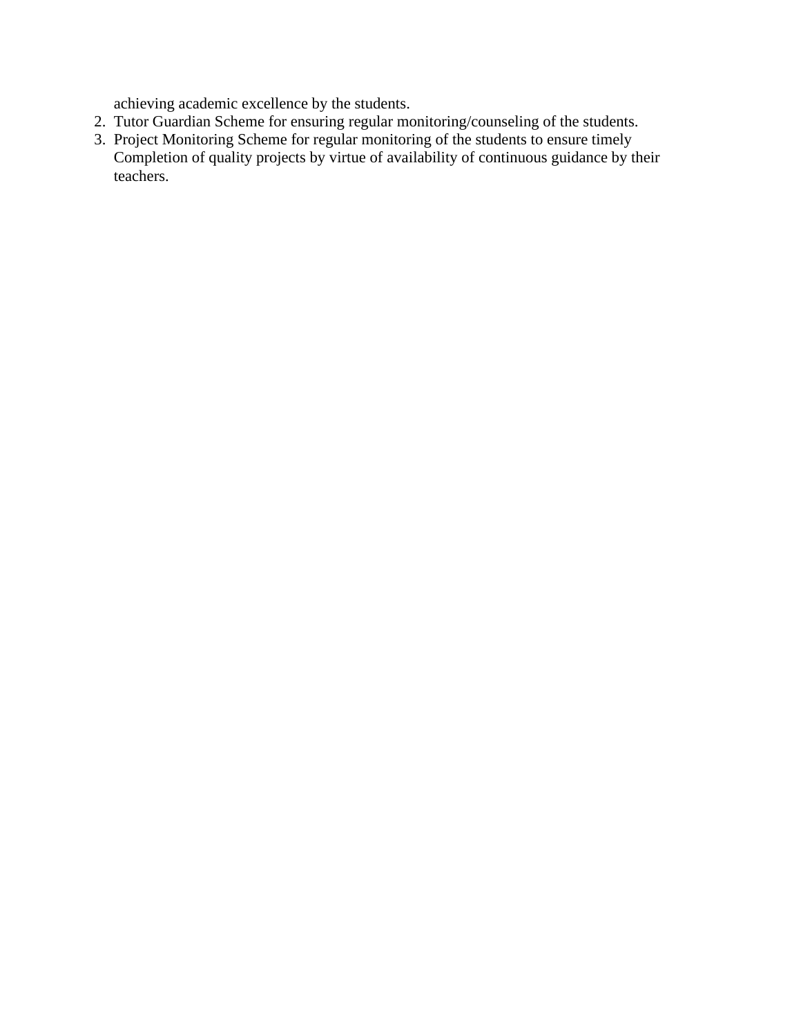achieving academic excellence by the students.

2. Tutor Guardian Scheme for ensuring regular monitoring/counseling of the students.
3. Project Monitoring Scheme for regular monitoring of the students to ensure timely Completion of quality projects by virtue of availability of continuous guidance by their teachers.